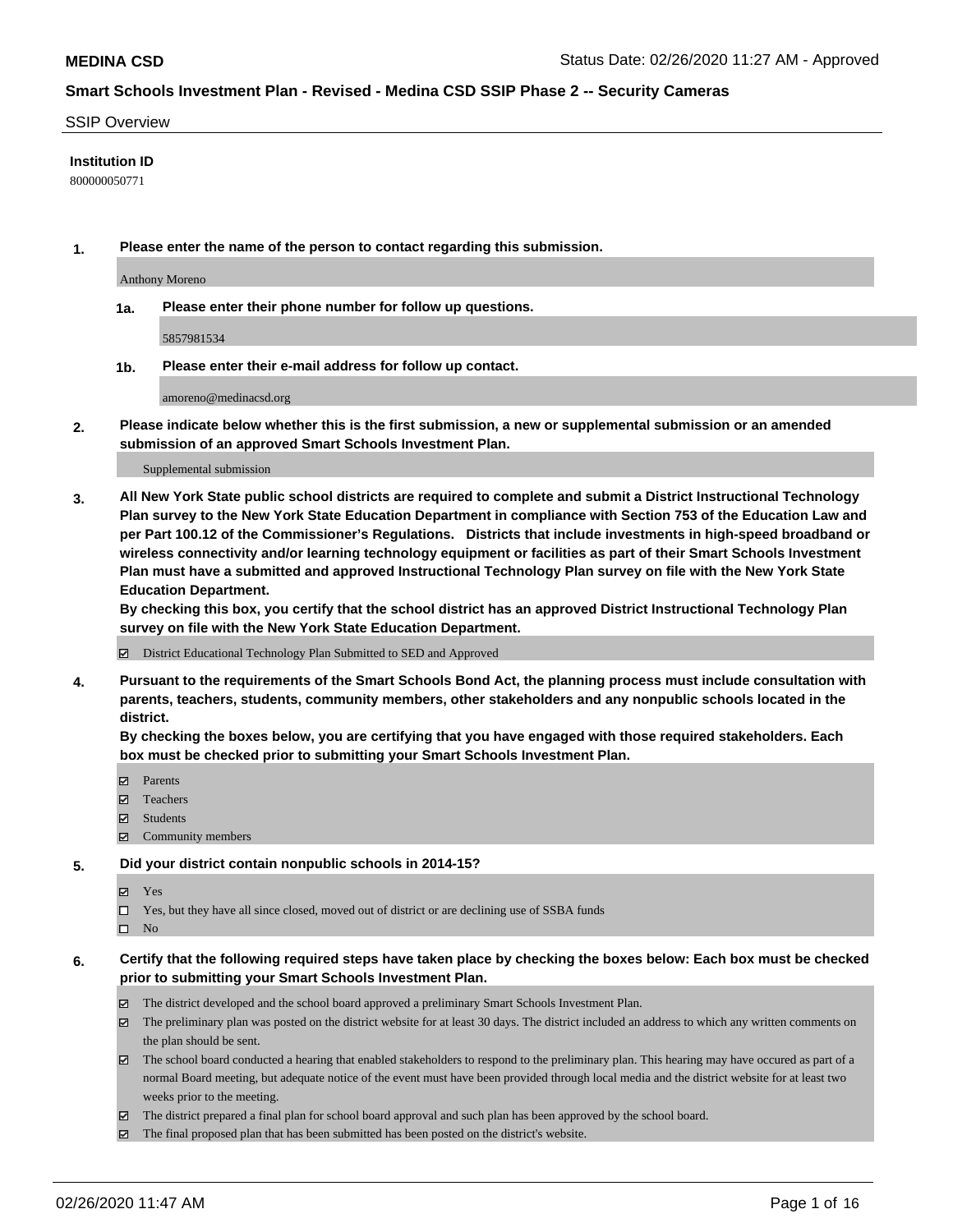**MEDINA CSD** Status Date: 02/26/2020 11:27 AM - Approved

## Smart Schools Investment Plan - Revised - Medina CSD SSIP Phase 2 -- Security Cameras

SSIP Overview

**Institution ID**

800000050771

**1. Please enter the name of the person to contact regarding this submission.**

Anthony Moreno

**1a. Please enter their phone number for follow up questions.**

5857981534

**1b. Please enter their e-mail address for follow up contact.**

amoreno@medinacsd.org

**2. Please indicate below whether this is the first submission, a new or supplemental submission or an amended submission of an approved Smart Schools Investment Plan.**

Supplemental submission

**3. All New York State public school districts are required to complete and submit a District Instructional Technology Plan survey to the New York State Education Department in compliance with Section 753 of the Education Law and per Part 100.12 of the Commissioner's Regulations. Districts that include investments in high-speed broadband or wireless connectivity and/or learning technology equipment or facilities as part of their Smart Schools Investment Plan must have a submitted and approved Instructional Technology Plan survey on file with the New York State Education Department.**
**By checking this box, you certify that the school district has an approved District Instructional Technology Plan survey on file with the New York State Education Department.**

- ☑ District Educational Technology Plan Submitted to SED and Approved

**4. Pursuant to the requirements of the Smart Schools Bond Act, the planning process must include consultation with parents, teachers, students, community members, other stakeholders and any nonpublic schools located in the district.**
**By checking the boxes below, you are certifying that you have engaged with those required stakeholders. Each box must be checked prior to submitting your Smart Schools Investment Plan.**

- ☑ Parents
- ☑ Teachers
- ☑ Students
- ☑ Community members

**5. Did your district contain nonpublic schools in 2014-15?**

- ☑ Yes
- ☐ Yes, but they have all since closed, moved out of district or are declining use of SSBA funds
- ☐ No

**6. Certify that the following required steps have taken place by checking the boxes below: Each box must be checked prior to submitting your Smart Schools Investment Plan.**

- ☑ The district developed and the school board approved a preliminary Smart Schools Investment Plan.
- ☑ The preliminary plan was posted on the district website for at least 30 days. The district included an address to which any written comments on the plan should be sent.
- ☑ The school board conducted a hearing that enabled stakeholders to respond to the preliminary plan. This hearing may have occured as part of a normal Board meeting, but adequate notice of the event must have been provided through local media and the district website for at least two weeks prior to the meeting.
- ☑ The district prepared a final plan for school board approval and such plan has been approved by the school board.
- ☑ The final proposed plan that has been submitted has been posted on the district's website.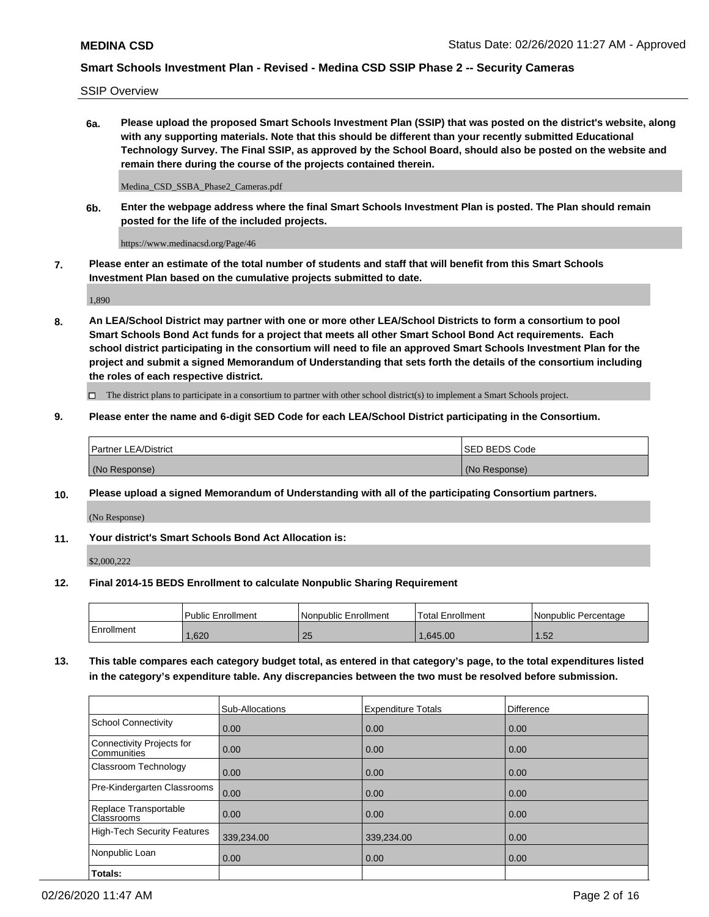SSIP Overview

**6a. Please upload the proposed Smart Schools Investment Plan (SSIP) that was posted on the district's website, along with any supporting materials. Note that this should be different than your recently submitted Educational Technology Survey. The Final SSIP, as approved by the School Board, should also be posted on the website and remain there during the course of the projects contained therein.**

Medina_CSD_SSBA_Phase2_Cameras.pdf

**6b. Enter the webpage address where the final Smart Schools Investment Plan is posted. The Plan should remain posted for the life of the included projects.**

https://www.medinacsd.org/Page/46

**7. Please enter an estimate of the total number of students and staff that will benefit from this Smart Schools Investment Plan based on the cumulative projects submitted to date.**

1,890

**8. An LEA/School District may partner with one or more other LEA/School Districts to form a consortium to pool Smart Schools Bond Act funds for a project that meets all other Smart School Bond Act requirements. Each school district participating in the consortium will need to file an approved Smart Schools Investment Plan for the project and submit a signed Memorandum of Understanding that sets forth the details of the consortium including the roles of each respective district.**

☐ The district plans to participate in a consortium to partner with other school district(s) to implement a Smart Schools project.

**9. Please enter the name and 6-digit SED Code for each LEA/School District participating in the Consortium.**

| Partner LEA/District | SED BEDS Code |
|---|---|
| (No Response) | (No Response) |

**10. Please upload a signed Memorandum of Understanding with all of the participating Consortium partners.**

(No Response)

**11. Your district's Smart Schools Bond Act Allocation is:**

$2,000,222

**12. Final 2014-15 BEDS Enrollment to calculate Nonpublic Sharing Requirement**

| | Public Enrollment | Nonpublic Enrollment | Total Enrollment | Nonpublic Percentage |
|---|---|---|---|---|
| Enrollment | 1,620 | 25 | 1,645.00 | 1.52 |

**13. This table compares each category budget total, as entered in that category's page, to the total expenditures listed in the category's expenditure table. Any discrepancies between the two must be resolved before submission.**

| | Sub-Allocations | Expenditure Totals | Difference |
|---|---|---|---|
| School Connectivity | 0.00 | 0.00 | 0.00 |
| Connectivity Projects for Communities | 0.00 | 0.00 | 0.00 |
| Classroom Technology | 0.00 | 0.00 | 0.00 |
| Pre-Kindergarten Classrooms | 0.00 | 0.00 | 0.00 |
| Replace Transportable Classrooms | 0.00 | 0.00 | 0.00 |
| High-Tech Security Features | 339,234.00 | 339,234.00 | 0.00 |
| Nonpublic Loan | 0.00 | 0.00 | 0.00 |
| **Totals:** | | | |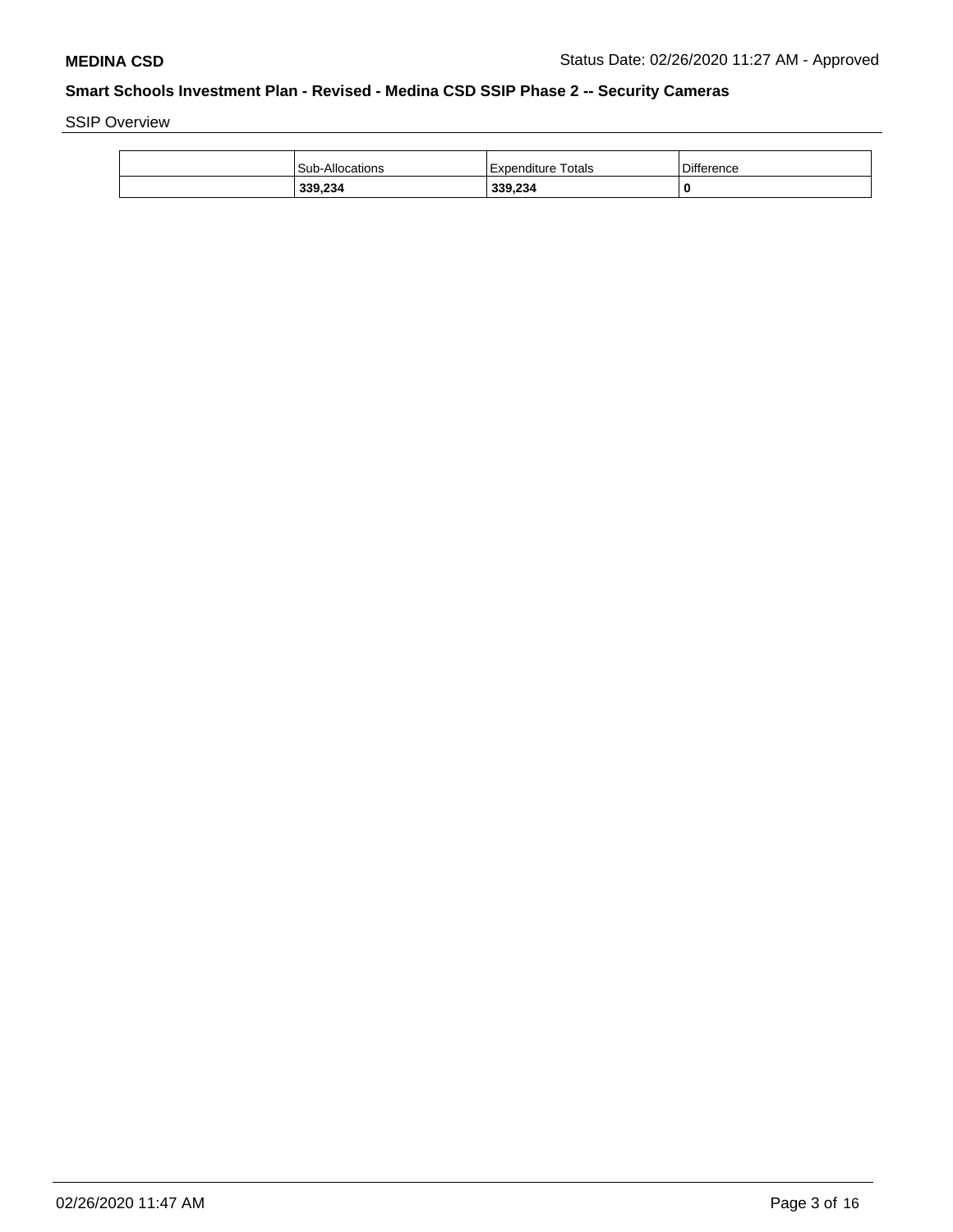**MEDINA CSD** Status Date: 02/26/2020 11:27 AM - Approved

## Smart Schools Investment Plan - Revised - Medina CSD SSIP Phase 2 -- Security Cameras

SSIP Overview

| | Sub-Allocations | Expenditure Totals | Difference |
|---|---|---|---|
| | **339,234** | **339,234** | **0** |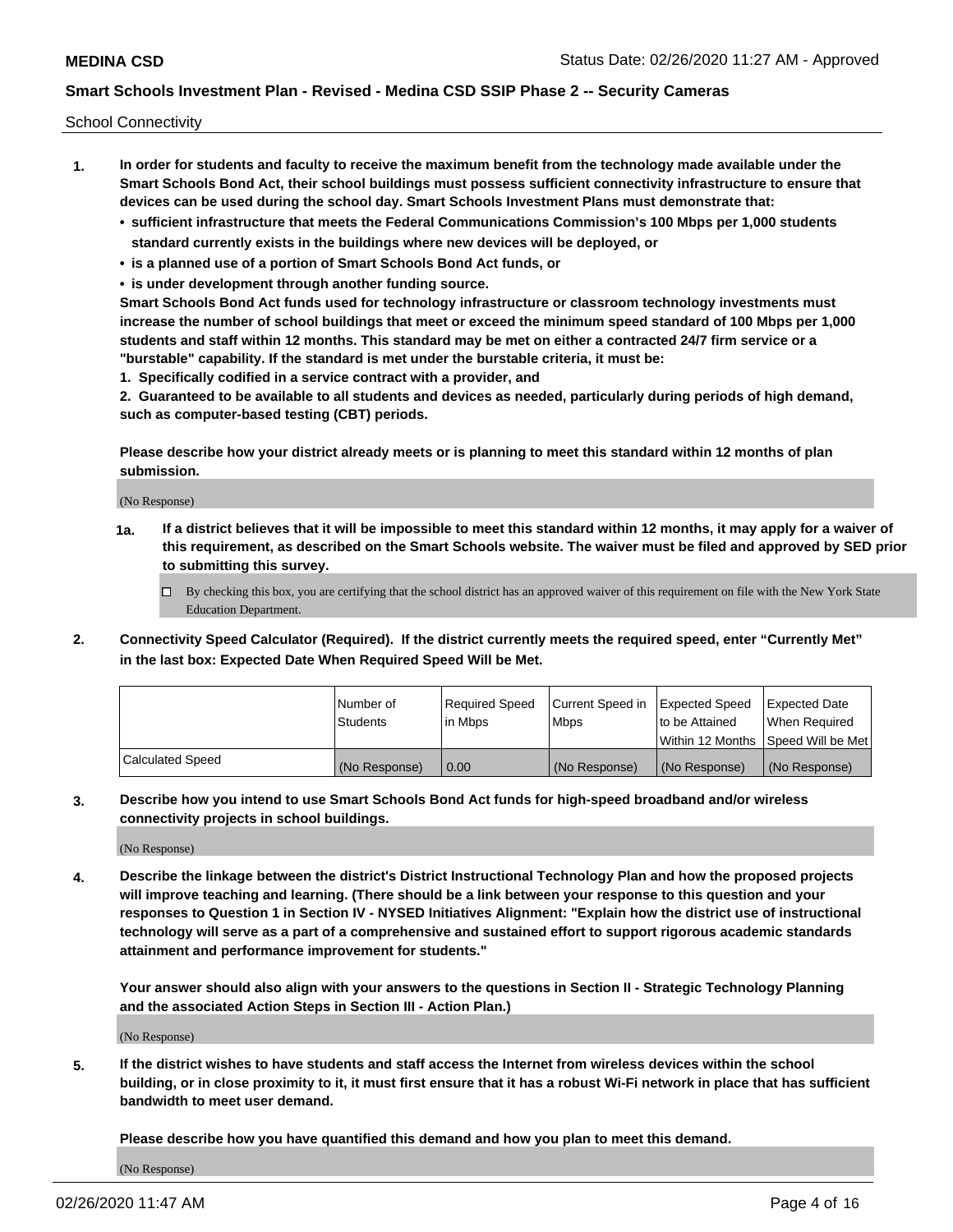School Connectivity

1. **In order for students and faculty to receive the maximum benefit from the technology made available under the Smart Schools Bond Act, their school buildings must possess sufficient connectivity infrastructure to ensure that devices can be used during the school day. Smart Schools Investment Plans must demonstrate that:**
   - **sufficient infrastructure that meets the Federal Communications Commission's 100 Mbps per 1,000 students standard currently exists in the buildings where new devices will be deployed, or**
   - **is a planned use of a portion of Smart Schools Bond Act funds, or**
   - **is under development through another funding source.**

   **Smart Schools Bond Act funds used for technology infrastructure or classroom technology investments must increase the number of school buildings that meet or exceed the minimum speed standard of 100 Mbps per 1,000 students and staff within 12 months. This standard may be met on either a contracted 24/7 firm service or a "burstable" capability. If the standard is met under the burstable criteria, it must be:**

   **1. Specifically codified in a service contract with a provider, and**

   **2. Guaranteed to be available to all students and devices as needed, particularly during periods of high demand, such as computer-based testing (CBT) periods.**

   **Please describe how your district already meets or is planning to meet this standard within 12 months of plan submission.**

   (No Response)

   **1a. If a district believes that it will be impossible to meet this standard within 12 months, it may apply for a waiver of this requirement, as described on the Smart Schools website. The waiver must be filed and approved by SED prior to submitting this survey.**

   ☐ By checking this box, you are certifying that the school district has an approved waiver of this requirement on file with the New York State Education Department.

2. **Connectivity Speed Calculator (Required). If the district currently meets the required speed, enter "Currently Met" in the last box: Expected Date When Required Speed Will be Met.**

| | Number of Students | Required Speed in Mbps | Current Speed in Mbps | Expected Speed to be Attained Within 12 Months | Expected Date When Required Speed Will be Met |
|---|---|---|---|---|---|
| Calculated Speed | (No Response) | 0.00 | (No Response) | (No Response) | (No Response) |

3. **Describe how you intend to use Smart Schools Bond Act funds for high-speed broadband and/or wireless connectivity projects in school buildings.**

   (No Response)

4. **Describe the linkage between the district's District Instructional Technology Plan and how the proposed projects will improve teaching and learning. (There should be a link between your response to this question and your responses to Question 1 in Section IV - NYSED Initiatives Alignment: "Explain how the district use of instructional technology will serve as a part of a comprehensive and sustained effort to support rigorous academic standards attainment and performance improvement for students."**

   **Your answer should also align with your answers to the questions in Section II - Strategic Technology Planning and the associated Action Steps in Section III - Action Plan.)**

   (No Response)

5. **If the district wishes to have students and staff access the Internet from wireless devices within the school building, or in close proximity to it, it must first ensure that it has a robust Wi-Fi network in place that has sufficient bandwidth to meet user demand.**

   **Please describe how you have quantified this demand and how you plan to meet this demand.**

   (No Response)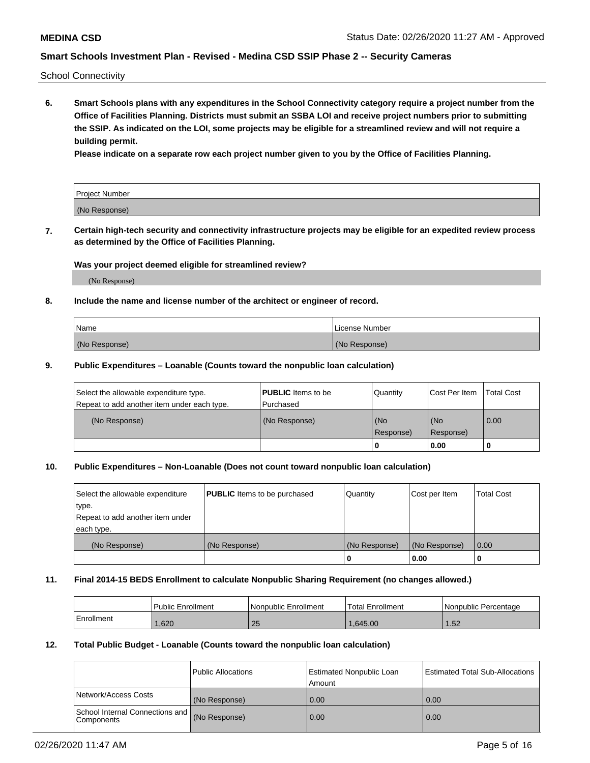School Connectivity

**6. Smart Schools plans with any expenditures in the School Connectivity category require a project number from the Office of Facilities Planning. Districts must submit an SSBA LOI and receive project numbers prior to submitting the SSIP. As indicated on the LOI, some projects may be eligible for a streamlined review and will not require a building permit.**

**Please indicate on a separate row each project number given to you by the Office of Facilities Planning.**

| Project Number |
| --- |
| (No Response) |

**7. Certain high-tech security and connectivity infrastructure projects may be eligible for an expedited review process as determined by the Office of Facilities Planning.**

**Was your project deemed eligible for streamlined review?**

(No Response)

**8. Include the name and license number of the architect or engineer of record.**

| Name | License Number |
| --- | --- |
| (No Response) | (No Response) |

**9. Public Expenditures – Loanable (Counts toward the nonpublic loan calculation)**

| Select the allowable expenditure type. Repeat to add another item under each type. | **PUBLIC** Items to be Purchased | Quantity | Cost Per Item | Total Cost |
| --- | --- | --- | --- | --- |
| (No Response) | (No Response) | (No Response) | (No Response) | 0.00 |
| | | 0 | 0.00 | 0 |

**10. Public Expenditures – Non-Loanable (Does not count toward nonpublic loan calculation)**

| Select the allowable expenditure type. Repeat to add another item under each type. | **PUBLIC** Items to be purchased | Quantity | Cost per Item | Total Cost |
| --- | --- | --- | --- | --- |
| (No Response) | (No Response) | (No Response) | (No Response) | 0.00 |
| | | 0 | 0.00 | 0 |

**11. Final 2014-15 BEDS Enrollment to calculate Nonpublic Sharing Requirement (no changes allowed.)**

| | Public Enrollment | Nonpublic Enrollment | Total Enrollment | Nonpublic Percentage |
| --- | --- | --- | --- | --- |
| Enrollment | 1,620 | 25 | 1,645.00 | 1.52 |

**12. Total Public Budget - Loanable (Counts toward the nonpublic loan calculation)**

| | Public Allocations | Estimated Nonpublic Loan Amount | Estimated Total Sub-Allocations |
| --- | --- | --- | --- |
| Network/Access Costs | (No Response) | 0.00 | 0.00 |
| School Internal Connections and Components | (No Response) | 0.00 | 0.00 |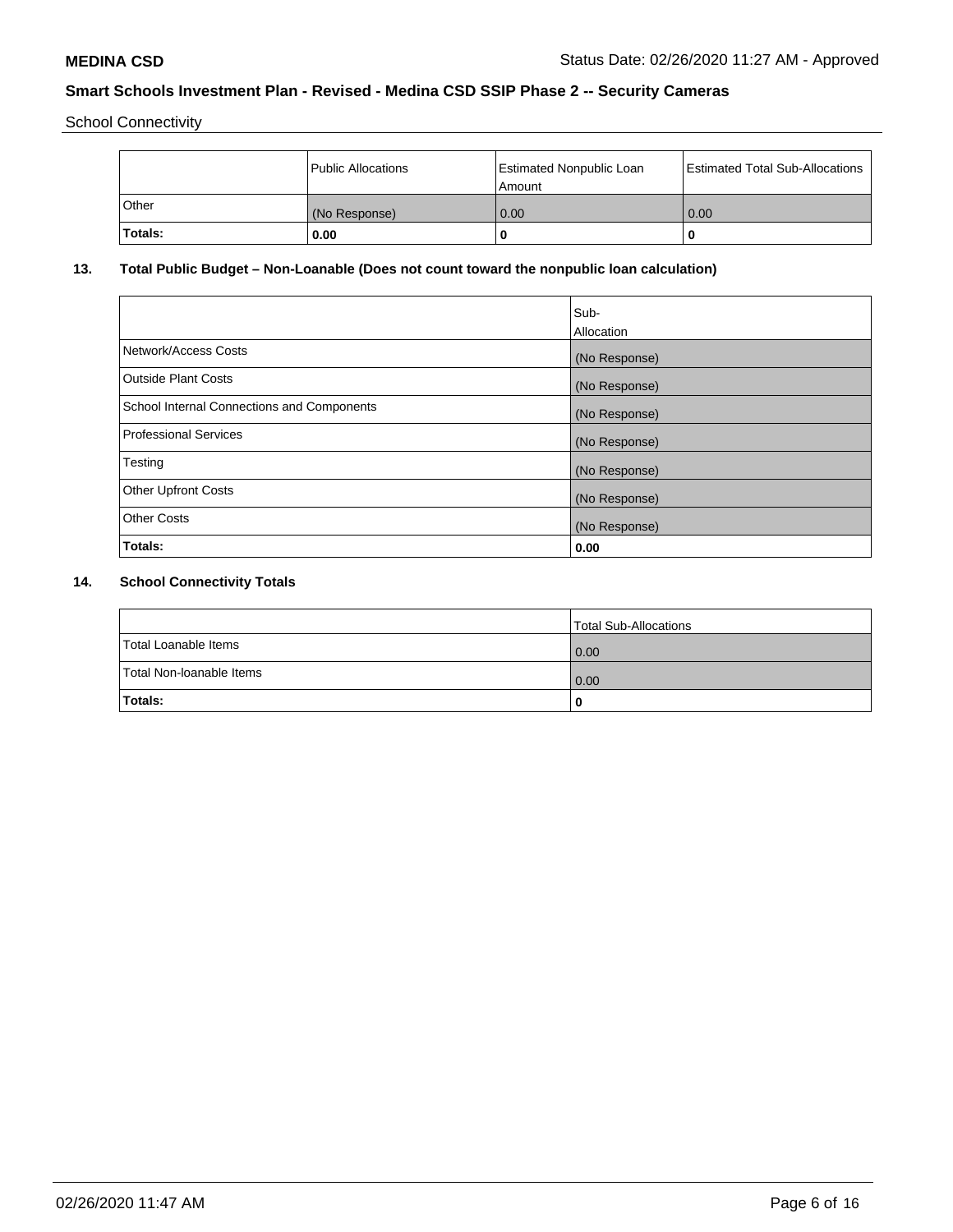School Connectivity

| | Public Allocations | Estimated Nonpublic Loan Amount | Estimated Total Sub-Allocations |
|---|---|---|---|
| Other | (No Response) | 0.00 | 0.00 |
| **Totals:** | **0.00** | **0** | **0** |

## 13. Total Public Budget – Non-Loanable (Does not count toward the nonpublic loan calculation)

| | Sub-Allocation |
|---|---|
| Network/Access Costs | (No Response) |
| Outside Plant Costs | (No Response) |
| School Internal Connections and Components | (No Response) |
| Professional Services | (No Response) |
| Testing | (No Response) |
| Other Upfront Costs | (No Response) |
| Other Costs | (No Response) |
| **Totals:** | **0.00** |

## 14. School Connectivity Totals

| | Total Sub-Allocations |
|---|---|
| Total Loanable Items | 0.00 |
| Total Non-loanable Items | 0.00 |
| **Totals:** | **0** |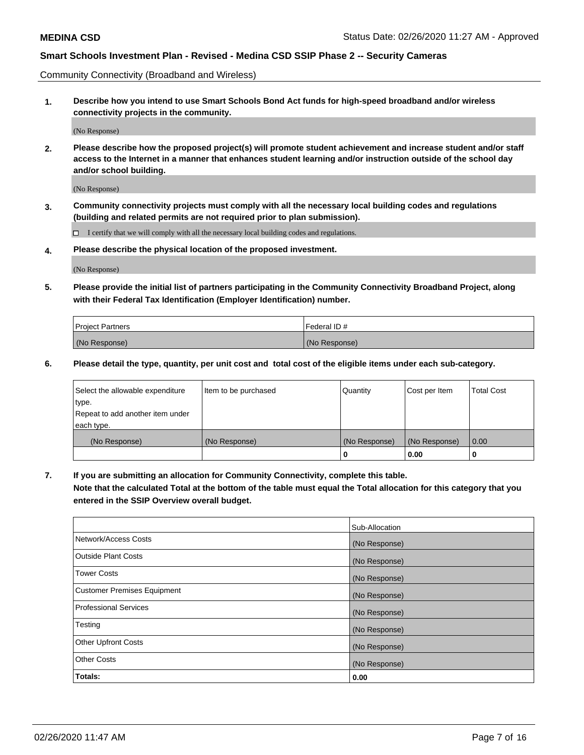## Smart Schools Investment Plan - Revised - Medina CSD SSIP Phase 2 -- Security Cameras

Community Connectivity (Broadband and Wireless)

**1. Describe how you intend to use Smart Schools Bond Act funds for high-speed broadband and/or wireless connectivity projects in the community.**

(No Response)

**2. Please describe how the proposed project(s) will promote student achievement and increase student and/or staff access to the Internet in a manner that enhances student learning and/or instruction outside of the school day and/or school building.**

(No Response)

**3. Community connectivity projects must comply with all the necessary local building codes and regulations (building and related permits are not required prior to plan submission).**

☐ I certify that we will comply with all the necessary local building codes and regulations.

**4. Please describe the physical location of the proposed investment.**

(No Response)

**5. Please provide the initial list of partners participating in the Community Connectivity Broadband Project, along with their Federal Tax Identification (Employer Identification) number.**

| Project Partners | Federal ID # |
|---|---|
| (No Response) | (No Response) |

**6. Please detail the type, quantity, per unit cost and total cost of the eligible items under each sub-category.**

| Select the allowable expenditure type. Repeat to add another item under each type. | Item to be purchased | Quantity | Cost per Item | Total Cost |
|---|---|---|---|---|
| (No Response) | (No Response) | (No Response) | (No Response) | 0.00 |
| | | 0 | 0.00 | 0 |

**7. If you are submitting an allocation for Community Connectivity, complete this table. Note that the calculated Total at the bottom of the table must equal the Total allocation for this category that you entered in the SSIP Overview overall budget.**

| | Sub-Allocation |
|---|---|
| Network/Access Costs | (No Response) |
| Outside Plant Costs | (No Response) |
| Tower Costs | (No Response) |
| Customer Premises Equipment | (No Response) |
| Professional Services | (No Response) |
| Testing | (No Response) |
| Other Upfront Costs | (No Response) |
| Other Costs | (No Response) |
| **Totals:** | **0.00** |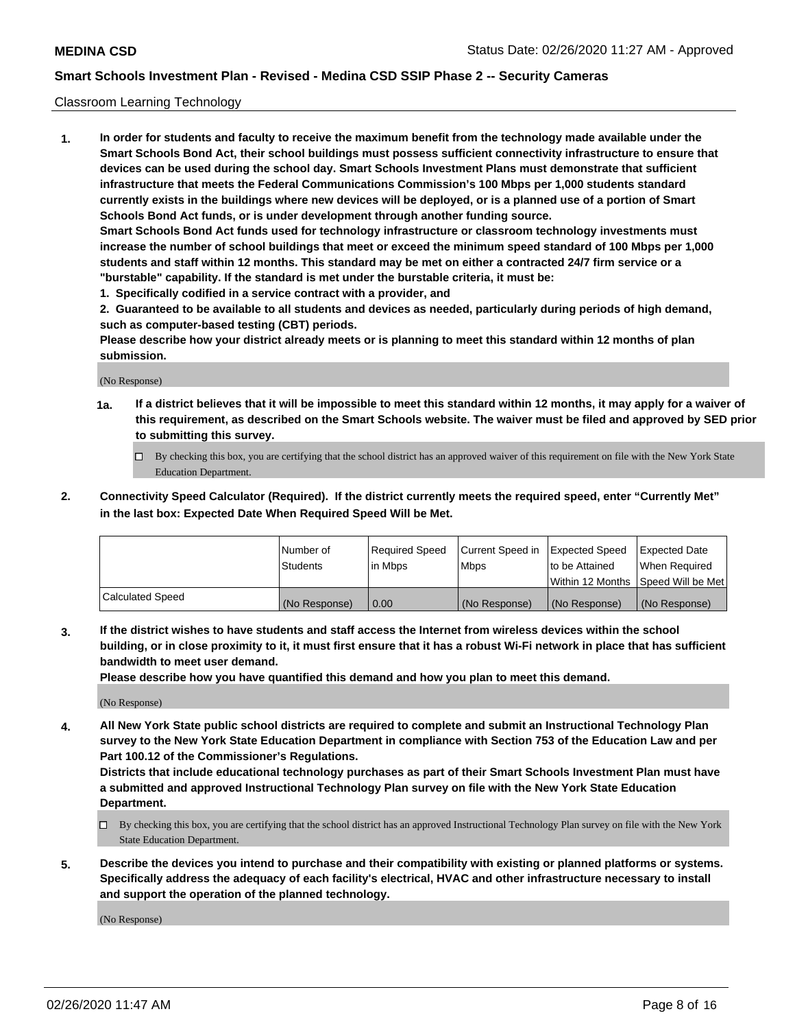Classroom Learning Technology

**1. In order for students and faculty to receive the maximum benefit from the technology made available under the Smart Schools Bond Act, their school buildings must possess sufficient connectivity infrastructure to ensure that devices can be used during the school day. Smart Schools Investment Plans must demonstrate that sufficient infrastructure that meets the Federal Communications Commission's 100 Mbps per 1,000 students standard currently exists in the buildings where new devices will be deployed, or is a planned use of a portion of Smart Schools Bond Act funds, or is under development through another funding source.**

**Smart Schools Bond Act funds used for technology infrastructure or classroom technology investments must increase the number of school buildings that meet or exceed the minimum speed standard of 100 Mbps per 1,000 students and staff within 12 months. This standard may be met on either a contracted 24/7 firm service or a "burstable" capability. If the standard is met under the burstable criteria, it must be:**

**1. Specifically codified in a service contract with a provider, and**

**2. Guaranteed to be available to all students and devices as needed, particularly during periods of high demand, such as computer-based testing (CBT) periods.**

**Please describe how your district already meets or is planning to meet this standard within 12 months of plan submission.**

(No Response)

**1a. If a district believes that it will be impossible to meet this standard within 12 months, it may apply for a waiver of this requirement, as described on the Smart Schools website. The waiver must be filed and approved by SED prior to submitting this survey.**

☐ By checking this box, you are certifying that the school district has an approved waiver of this requirement on file with the New York State Education Department.

**2. Connectivity Speed Calculator (Required). If the district currently meets the required speed, enter "Currently Met" in the last box: Expected Date When Required Speed Will be Met.**

| | Number of Students | Required Speed in Mbps | Current Speed in Mbps | Expected Speed to be Attained Within 12 Months | Expected Date When Required Speed Will be Met |
|---|---|---|---|---|---|
| Calculated Speed | (No Response) | 0.00 | (No Response) | (No Response) | (No Response) |

**3. If the district wishes to have students and staff access the Internet from wireless devices within the school building, or in close proximity to it, it must first ensure that it has a robust Wi-Fi network in place that has sufficient bandwidth to meet user demand.**

**Please describe how you have quantified this demand and how you plan to meet this demand.**

(No Response)

**4. All New York State public school districts are required to complete and submit an Instructional Technology Plan survey to the New York State Education Department in compliance with Section 753 of the Education Law and per Part 100.12 of the Commissioner's Regulations.**

**Districts that include educational technology purchases as part of their Smart Schools Investment Plan must have a submitted and approved Instructional Technology Plan survey on file with the New York State Education Department.**

☐ By checking this box, you are certifying that the school district has an approved Instructional Technology Plan survey on file with the New York State Education Department.

**5. Describe the devices you intend to purchase and their compatibility with existing or planned platforms or systems. Specifically address the adequacy of each facility's electrical, HVAC and other infrastructure necessary to install and support the operation of the planned technology.**

(No Response)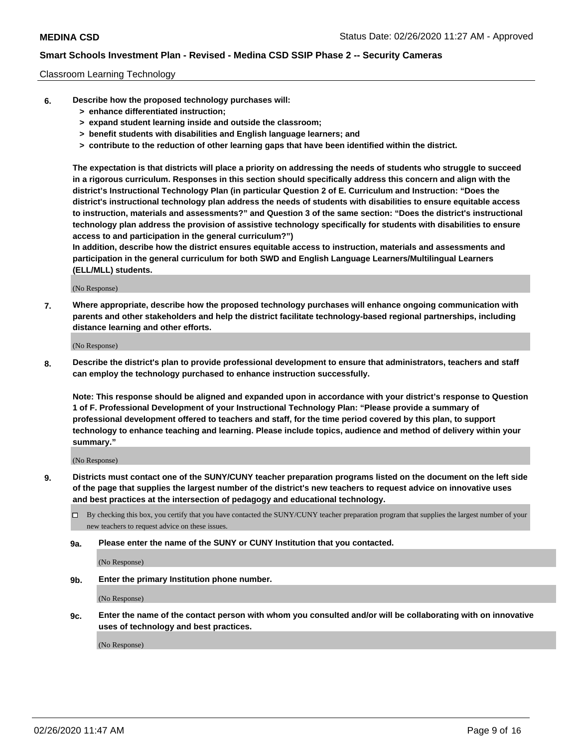Classroom Learning Technology

**6. Describe how the proposed technology purchases will:**
   - **> enhance differentiated instruction;**
   - **> expand student learning inside and outside the classroom;**
   - **> benefit students with disabilities and English language learners; and**
   - **> contribute to the reduction of other learning gaps that have been identified within the district.**

**The expectation is that districts will place a priority on addressing the needs of students who struggle to succeed in a rigorous curriculum. Responses in this section should specifically address this concern and align with the district's Instructional Technology Plan (in particular Question 2 of E. Curriculum and Instruction: "Does the district's instructional technology plan address the needs of students with disabilities to ensure equitable access to instruction, materials and assessments?" and Question 3 of the same section: "Does the district's instructional technology plan address the provision of assistive technology specifically for students with disabilities to ensure access to and participation in the general curriculum?")**

**In addition, describe how the district ensures equitable access to instruction, materials and assessments and participation in the general curriculum for both SWD and English Language Learners/Multilingual Learners (ELL/MLL) students.**

(No Response)

**7. Where appropriate, describe how the proposed technology purchases will enhance ongoing communication with parents and other stakeholders and help the district facilitate technology-based regional partnerships, including distance learning and other efforts.**

(No Response)

**8. Describe the district's plan to provide professional development to ensure that administrators, teachers and staff can employ the technology purchased to enhance instruction successfully.**

**Note: This response should be aligned and expanded upon in accordance with your district's response to Question 1 of F. Professional Development of your Instructional Technology Plan: "Please provide a summary of professional development offered to teachers and staff, for the time period covered by this plan, to support technology to enhance teaching and learning. Please include topics, audience and method of delivery within your summary."**

(No Response)

**9. Districts must contact one of the SUNY/CUNY teacher preparation programs listed on the document on the left side of the page that supplies the largest number of the district's new teachers to request advice on innovative uses and best practices at the intersection of pedagogy and educational technology.**

☐ By checking this box, you certify that you have contacted the SUNY/CUNY teacher preparation program that supplies the largest number of your new teachers to request advice on these issues.

**9a. Please enter the name of the SUNY or CUNY Institution that you contacted.**

(No Response)

**9b. Enter the primary Institution phone number.**

(No Response)

**9c. Enter the name of the contact person with whom you consulted and/or will be collaborating with on innovative uses of technology and best practices.**

(No Response)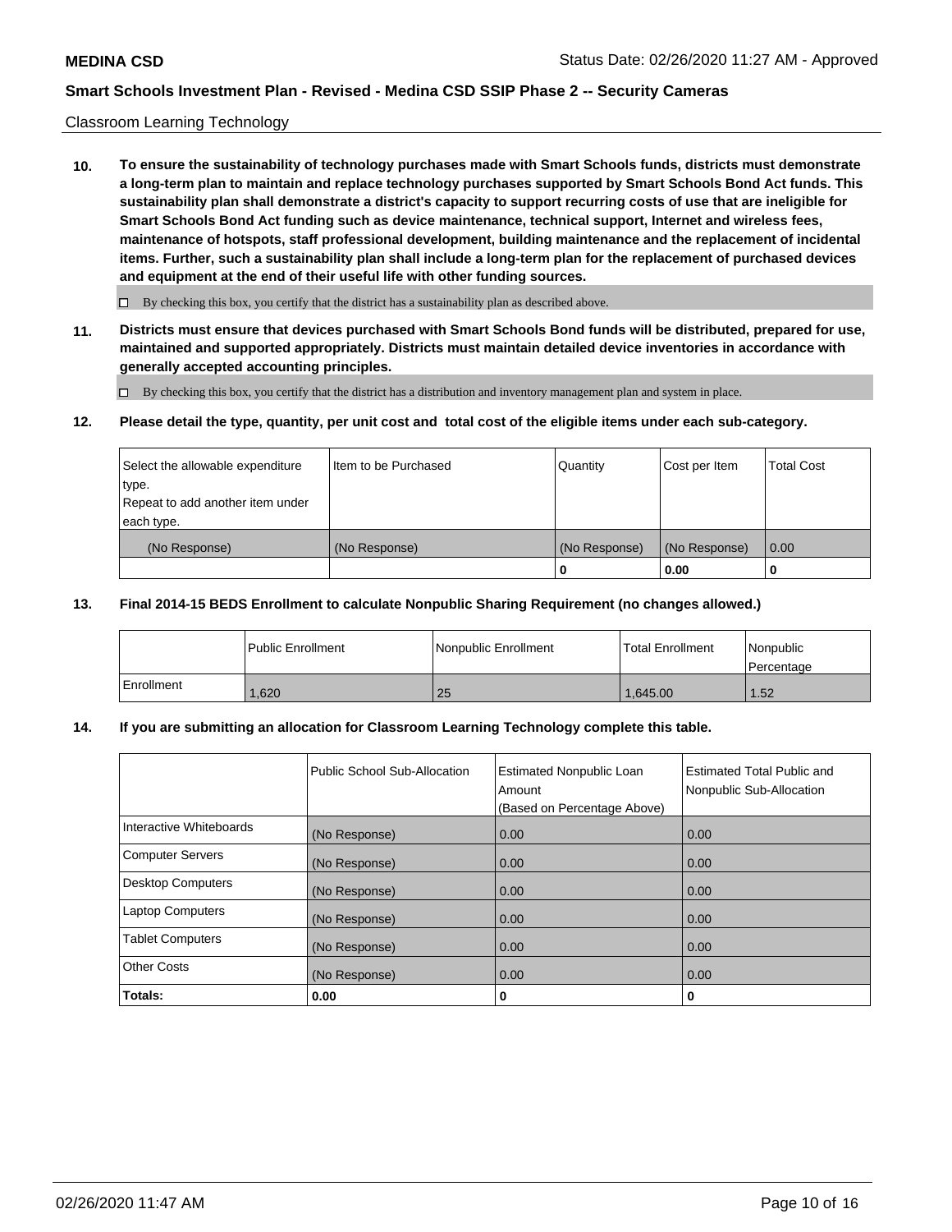Classroom Learning Technology

**10. To ensure the sustainability of technology purchases made with Smart Schools funds, districts must demonstrate a long-term plan to maintain and replace technology purchases supported by Smart Schools Bond Act funds. This sustainability plan shall demonstrate a district's capacity to support recurring costs of use that are ineligible for Smart Schools Bond Act funding such as device maintenance, technical support, Internet and wireless fees, maintenance of hotspots, staff professional development, building maintenance and the replacement of incidental items. Further, such a sustainability plan shall include a long-term plan for the replacement of purchased devices and equipment at the end of their useful life with other funding sources.**

☐ By checking this box, you certify that the district has a sustainability plan as described above.

**11. Districts must ensure that devices purchased with Smart Schools Bond funds will be distributed, prepared for use, maintained and supported appropriately. Districts must maintain detailed device inventories in accordance with generally accepted accounting principles.**

☐ By checking this box, you certify that the district has a distribution and inventory management plan and system in place.

**12. Please detail the type, quantity, per unit cost and total cost of the eligible items under each sub-category.**

| Select the allowable expenditure type. Repeat to add another item under each type. | Item to be Purchased | Quantity | Cost per Item | Total Cost |
|---|---|---|---|---|
| (No Response) | (No Response) | (No Response) | (No Response) | 0.00 |
| | | **0** | **0.00** | **0** |

**13. Final 2014-15 BEDS Enrollment to calculate Nonpublic Sharing Requirement (no changes allowed.)**

| | Public Enrollment | Nonpublic Enrollment | Total Enrollment | Nonpublic Percentage |
|---|---|---|---|---|
| Enrollment | 1,620 | 25 | 1,645.00 | 1.52 |

**14. If you are submitting an allocation for Classroom Learning Technology complete this table.**

| | Public School Sub-Allocation | Estimated Nonpublic Loan Amount (Based on Percentage Above) | Estimated Total Public and Nonpublic Sub-Allocation |
|---|---|---|---|
| Interactive Whiteboards | (No Response) | 0.00 | 0.00 |
| Computer Servers | (No Response) | 0.00 | 0.00 |
| Desktop Computers | (No Response) | 0.00 | 0.00 |
| Laptop Computers | (No Response) | 0.00 | 0.00 |
| Tablet Computers | (No Response) | 0.00 | 0.00 |
| Other Costs | (No Response) | 0.00 | 0.00 |
| **Totals:** | **0.00** | **0** | **0** |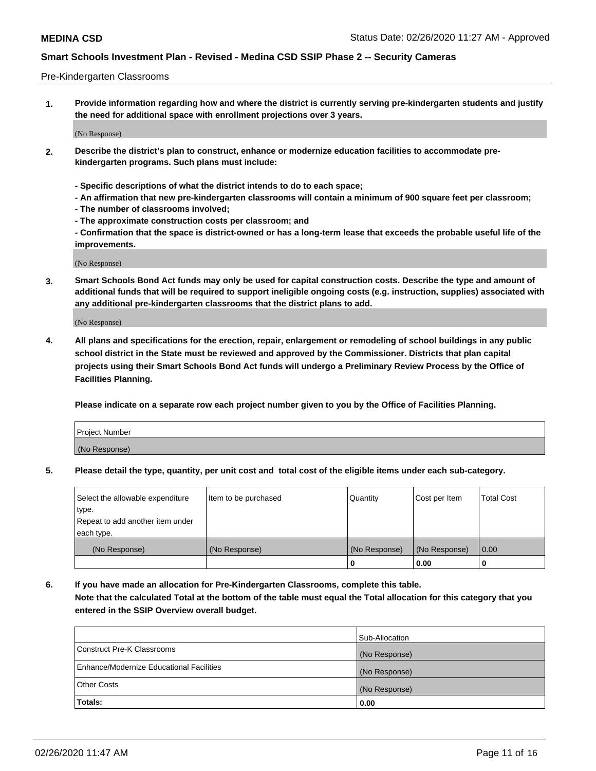Pre-Kindergarten Classrooms

**1. Provide information regarding how and where the district is currently serving pre-kindergarten students and justify the need for additional space with enrollment projections over 3 years.**

(No Response)

**2. Describe the district's plan to construct, enhance or modernize education facilities to accommodate pre-kindergarten programs. Such plans must include:**

**- Specific descriptions of what the district intends to do to each space;**
**- An affirmation that new pre-kindergarten classrooms will contain a minimum of 900 square feet per classroom;**
**- The number of classrooms involved;**
**- The approximate construction costs per classroom; and**
**- Confirmation that the space is district-owned or has a long-term lease that exceeds the probable useful life of the improvements.**

(No Response)

**3. Smart Schools Bond Act funds may only be used for capital construction costs. Describe the type and amount of additional funds that will be required to support ineligible ongoing costs (e.g. instruction, supplies) associated with any additional pre-kindergarten classrooms that the district plans to add.**

(No Response)

**4. All plans and specifications for the erection, repair, enlargement or remodeling of school buildings in any public school district in the State must be reviewed and approved by the Commissioner. Districts that plan capital projects using their Smart Schools Bond Act funds will undergo a Preliminary Review Process by the Office of Facilities Planning.**

**Please indicate on a separate row each project number given to you by the Office of Facilities Planning.**

| Project Number |
| --- |
| (No Response) |

**5. Please detail the type, quantity, per unit cost and total cost of the eligible items under each sub-category.**

| Select the allowable expenditure type. Repeat to add another item under each type. | Item to be purchased | Quantity | Cost per Item | Total Cost |
| --- | --- | --- | --- | --- |
| (No Response) | (No Response) | (No Response) | (No Response) | 0.00 |
| | | 0 | 0.00 | 0 |

**6. If you have made an allocation for Pre-Kindergarten Classrooms, complete this table. Note that the calculated Total at the bottom of the table must equal the Total allocation for this category that you entered in the SSIP Overview overall budget.**

| | Sub-Allocation |
| --- | --- |
| Construct Pre-K Classrooms | (No Response) |
| Enhance/Modernize Educational Facilities | (No Response) |
| Other Costs | (No Response) |
| **Totals:** | **0.00** |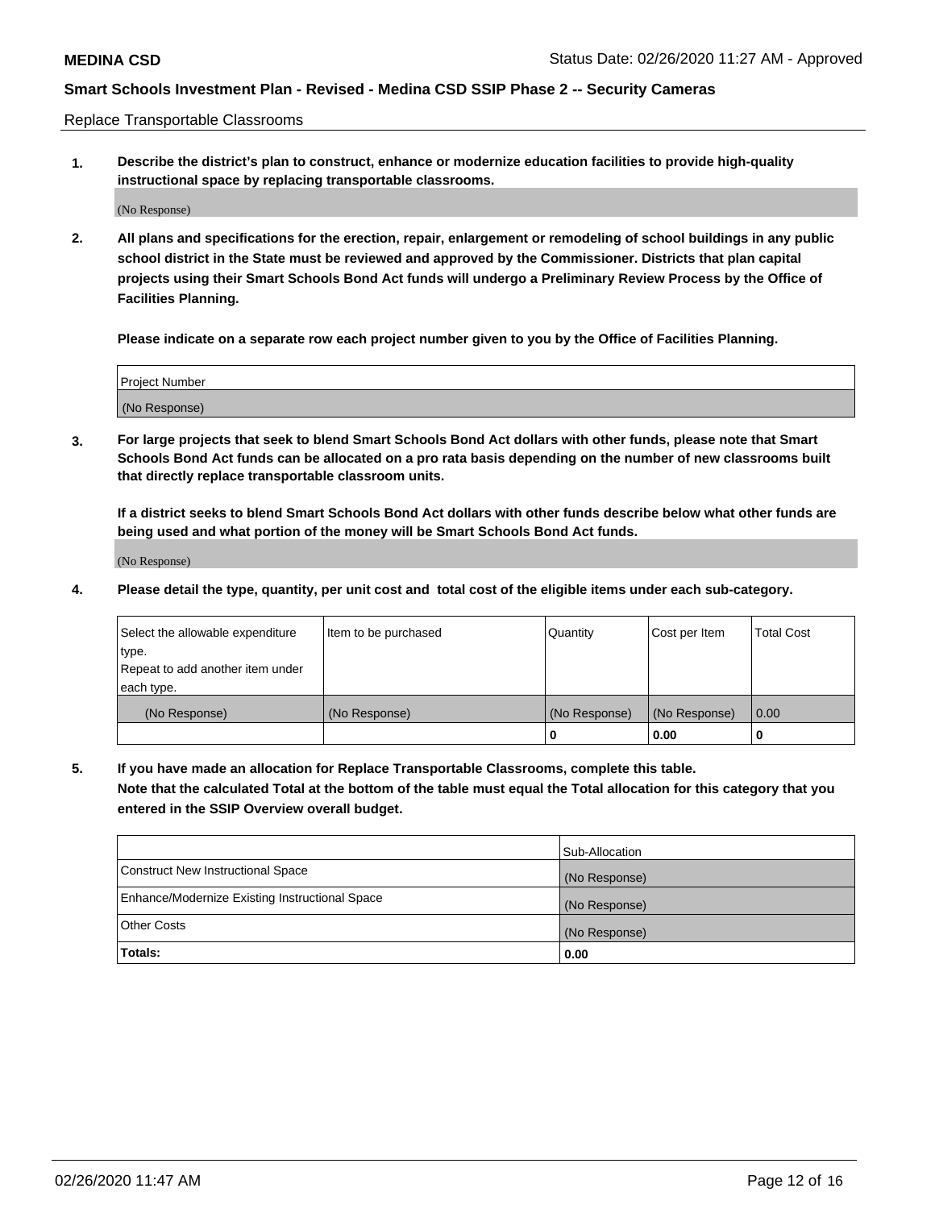Replace Transportable Classrooms

1. **Describe the district's plan to construct, enhance or modernize education facilities to provide high-quality instructional space by replacing transportable classrooms.**

   (No Response)

2. **All plans and specifications for the erection, repair, enlargement or remodeling of school buildings in any public school district in the State must be reviewed and approved by the Commissioner. Districts that plan capital projects using their Smart Schools Bond Act funds will undergo a Preliminary Review Process by the Office of Facilities Planning.**

   **Please indicate on a separate row each project number given to you by the Office of Facilities Planning.**

| Project Number |
| --- |
| (No Response) |

3. **For large projects that seek to blend Smart Schools Bond Act dollars with other funds, please note that Smart Schools Bond Act funds can be allocated on a pro rata basis depending on the number of new classrooms built that directly replace transportable classroom units.**

   **If a district seeks to blend Smart Schools Bond Act dollars with other funds describe below what other funds are being used and what portion of the money will be Smart Schools Bond Act funds.**

   (No Response)

4. **Please detail the type, quantity, per unit cost and total cost of the eligible items under each sub-category.**

| Select the allowable expenditure type. Repeat to add another item under each type. | Item to be purchased | Quantity | Cost per Item | Total Cost |
| --- | --- | --- | --- | --- |
| (No Response) | (No Response) | (No Response) | (No Response) | 0.00 |
| | | 0 | 0.00 | 0 |

5. **If you have made an allocation for Replace Transportable Classrooms, complete this table. Note that the calculated Total at the bottom of the table must equal the Total allocation for this category that you entered in the SSIP Overview overall budget.**

| | Sub-Allocation |
| --- | --- |
| Construct New Instructional Space | (No Response) |
| Enhance/Modernize Existing Instructional Space | (No Response) |
| Other Costs | (No Response) |
| **Totals:** | **0.00** |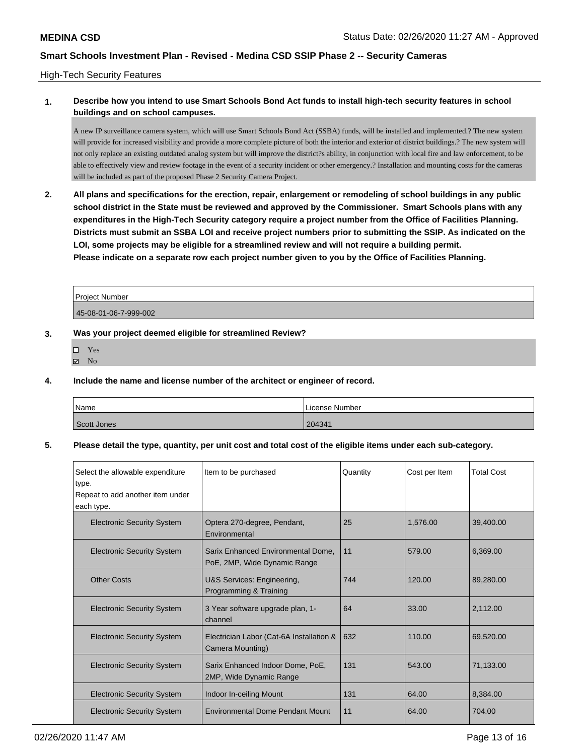## High-Tech Security Features

**1. Describe how you intend to use Smart Schools Bond Act funds to install high-tech security features in school buildings and on school campuses.**

A new IP surveillance camera system, which will use Smart Schools Bond Act (SSBA) funds, will be installed and implemented.? The new system will provide for increased visibility and provide a more complete picture of both the interior and exterior of district buildings.? The new system will not only replace an existing outdated analog system but will improve the district?s ability, in conjunction with local fire and law enforcement, to be able to effectively view and review footage in the event of a security incident or other emergency.? Installation and mounting costs for the cameras will be included as part of the proposed Phase 2 Security Camera Project.

**2. All plans and specifications for the erection, repair, enlargement or remodeling of school buildings in any public school district in the State must be reviewed and approved by the Commissioner. Smart Schools plans with any expenditures in the High-Tech Security category require a project number from the Office of Facilities Planning. Districts must submit an SSBA LOI and receive project numbers prior to submitting the SSIP. As indicated on the LOI, some projects may be eligible for a streamlined review and will not require a building permit. Please indicate on a separate row each project number given to you by the Office of Facilities Planning.**

| Project Number |
|---|
| 45-08-01-06-7-999-002 |

**3. Was your project deemed eligible for streamlined Review?**

- ☐ Yes
- ☑ No

**4. Include the name and license number of the architect or engineer of record.**

| Name | License Number |
|---|---|
| Scott Jones | 204341 |

**5. Please detail the type, quantity, per unit cost and total cost of the eligible items under each sub-category.**

| Select the allowable expenditure type. Repeat to add another item under each type. | Item to be purchased | Quantity | Cost per Item | Total Cost |
|---|---|---|---|---|
| Electronic Security System | Optera 270-degree, Pendant, Environmental | 25 | 1,576.00 | 39,400.00 |
| Electronic Security System | Sarix Enhanced Environmental Dome, PoE, 2MP, Wide Dynamic Range | 11 | 579.00 | 6,369.00 |
| Other Costs | U&S Services: Engineering, Programming & Training | 744 | 120.00 | 89,280.00 |
| Electronic Security System | 3 Year software upgrade plan, 1-channel | 64 | 33.00 | 2,112.00 |
| Electronic Security System | Electrician Labor (Cat-6A Installation & Camera Mounting) | 632 | 110.00 | 69,520.00 |
| Electronic Security System | Sarix Enhanced Indoor Dome, PoE, 2MP, Wide Dynamic Range | 131 | 543.00 | 71,133.00 |
| Electronic Security System | Indoor In-ceiling Mount | 131 | 64.00 | 8,384.00 |
| Electronic Security System | Environmental Dome Pendant Mount | 11 | 64.00 | 704.00 |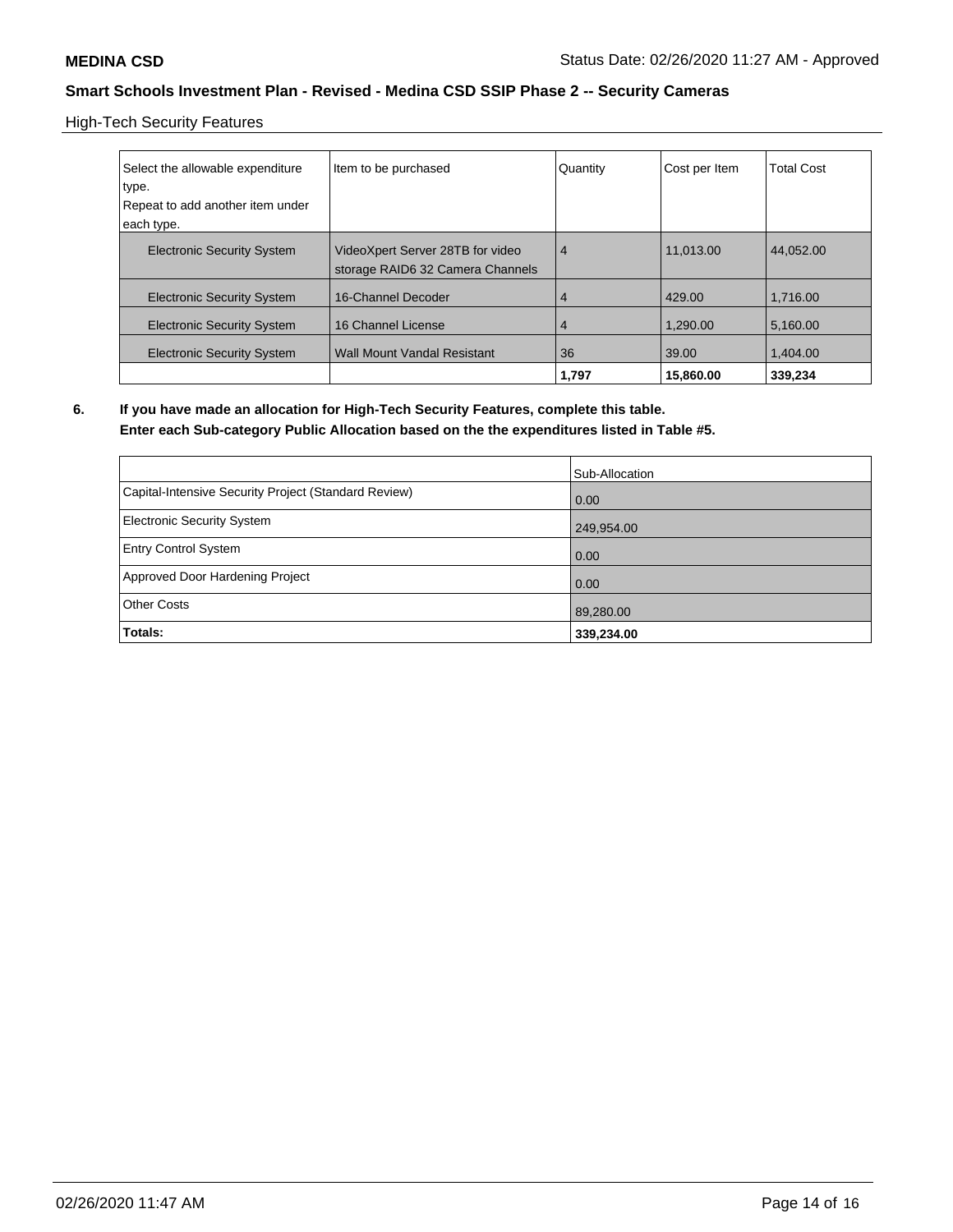**MEDINA CSD** Status Date: 02/26/2020 11:27 AM - Approved

**Smart Schools Investment Plan - Revised - Medina CSD SSIP Phase 2 -- Security Cameras**

High-Tech Security Features

| Select the allowable expenditure type. Repeat to add another item under each type. | Item to be purchased | Quantity | Cost per Item | Total Cost |
|---|---|---|---|---|
| Electronic Security System | VideoXpert Server 28TB for video storage RAID6 32 Camera Channels | 4 | 11,013.00 | 44,052.00 |
| Electronic Security System | 16-Channel Decoder | 4 | 429.00 | 1,716.00 |
| Electronic Security System | 16 Channel License | 4 | 1,290.00 | 5,160.00 |
| Electronic Security System | Wall Mount Vandal Resistant | 36 | 39.00 | 1,404.00 |
| | | **1,797** | **15,860.00** | **339,234** |

**6. If you have made an allocation for High-Tech Security Features, complete this table. Enter each Sub-category Public Allocation based on the the expenditures listed in Table #5.**

| | Sub-Allocation |
|---|---|
| Capital-Intensive Security Project (Standard Review) | 0.00 |
| Electronic Security System | 249,954.00 |
| Entry Control System | 0.00 |
| Approved Door Hardening Project | 0.00 |
| Other Costs | 89,280.00 |
| **Totals:** | **339,234.00** |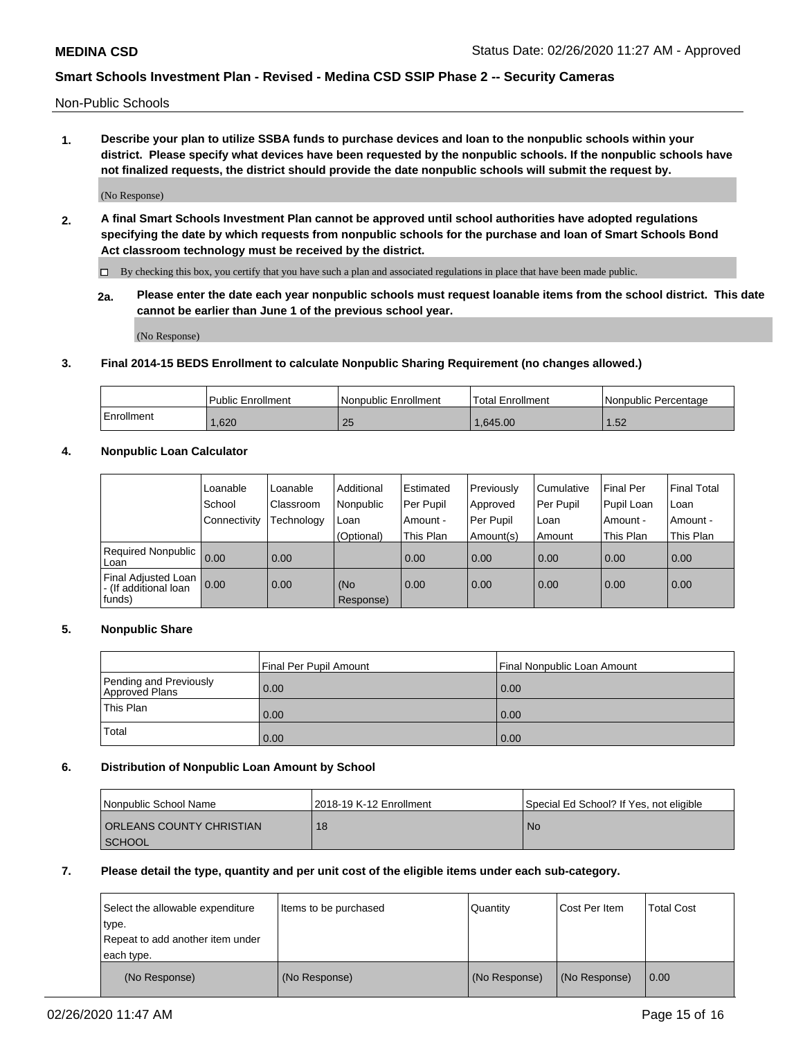## Non-Public Schools

**1. Describe your plan to utilize SSBA funds to purchase devices and loan to the nonpublic schools within your district. Please specify what devices have been requested by the nonpublic schools. If the nonpublic schools have not finalized requests, the district should provide the date nonpublic schools will submit the request by.**

(No Response)

**2. A final Smart Schools Investment Plan cannot be approved until school authorities have adopted regulations specifying the date by which requests from nonpublic schools for the purchase and loan of Smart Schools Bond Act classroom technology must be received by the district.**

☐ By checking this box, you certify that you have such a plan and associated regulations in place that have been made public.

**2a. Please enter the date each year nonpublic schools must request loanable items from the school district. This date cannot be earlier than June 1 of the previous school year.**

(No Response)

**3. Final 2014-15 BEDS Enrollment to calculate Nonpublic Sharing Requirement (no changes allowed.)**

| | Public Enrollment | Nonpublic Enrollment | Total Enrollment | Nonpublic Percentage |
|---|---|---|---|---|
| Enrollment | 1,620 | 25 | 1,645.00 | 1.52 |

**4. Nonpublic Loan Calculator**

| | Loanable School Connectivity | Loanable Classroom Technology | Additional Nonpublic Loan (Optional) | Estimated Per Pupil Amount - This Plan | Previously Approved Per Pupil Amount(s) | Cumulative Per Pupil Loan Amount | Final Per Pupil Loan Amount - This Plan | Final Total Loan Amount - This Plan |
|---|---|---|---|---|---|---|---|---|
| Required Nonpublic Loan | 0.00 | 0.00 | | 0.00 | 0.00 | 0.00 | 0.00 | 0.00 |
| Final Adjusted Loan - (If additional loan funds) | 0.00 | 0.00 | (No Response) | 0.00 | 0.00 | 0.00 | 0.00 | 0.00 |

**5. Nonpublic Share**

| | Final Per Pupil Amount | Final Nonpublic Loan Amount |
|---|---|---|
| Pending and Previously Approved Plans | 0.00 | 0.00 |
| This Plan | 0.00 | 0.00 |
| Total | 0.00 | 0.00 |

**6. Distribution of Nonpublic Loan Amount by School**

| Nonpublic School Name | 2018-19 K-12 Enrollment | Special Ed School? If Yes, not eligible |
|---|---|---|
| ORLEANS COUNTY CHRISTIAN SCHOOL | 18 | No |

**7. Please detail the type, quantity and per unit cost of the eligible items under each sub-category.**

| Select the allowable expenditure type. Repeat to add another item under each type. | Items to be purchased | Quantity | Cost Per Item | Total Cost |
|---|---|---|---|---|
| (No Response) | (No Response) | (No Response) | (No Response) | 0.00 |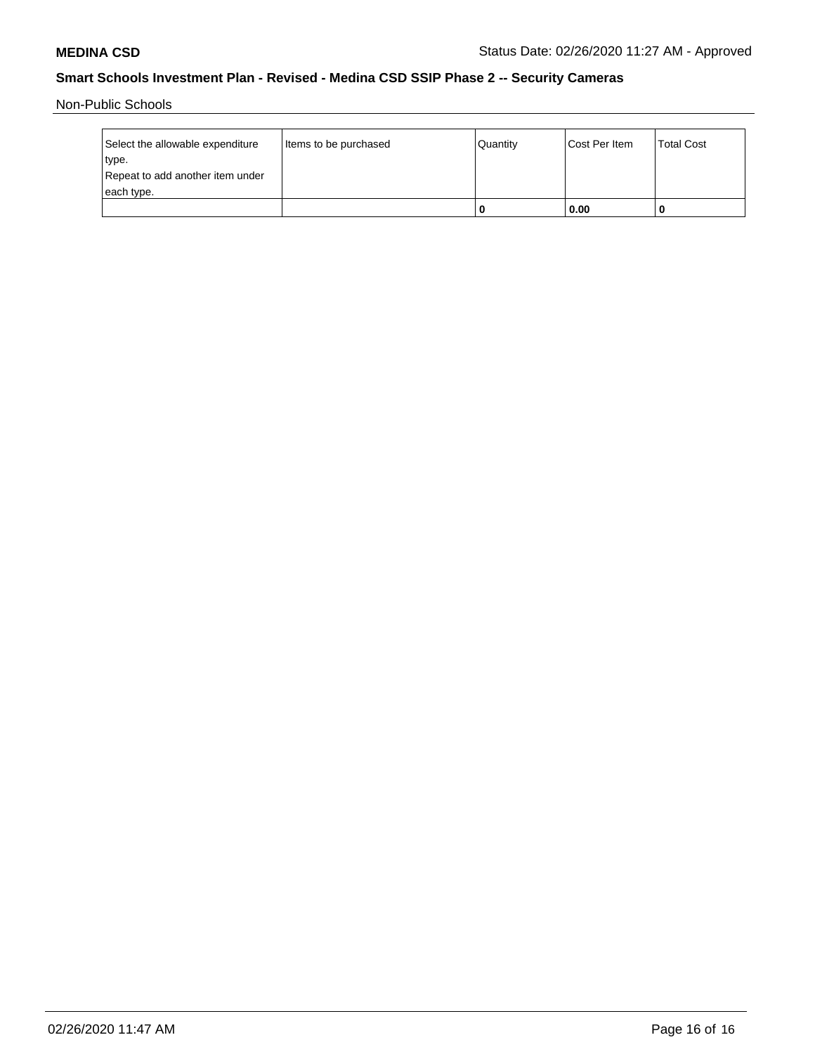Non-Public Schools

| Select the allowable expenditure type.<br>Repeat to add another item under each type. | Items to be purchased | Quantity | Cost Per Item | Total Cost |
|---|---|---|---|---|
| | | **0** | **0.00** | **0** |